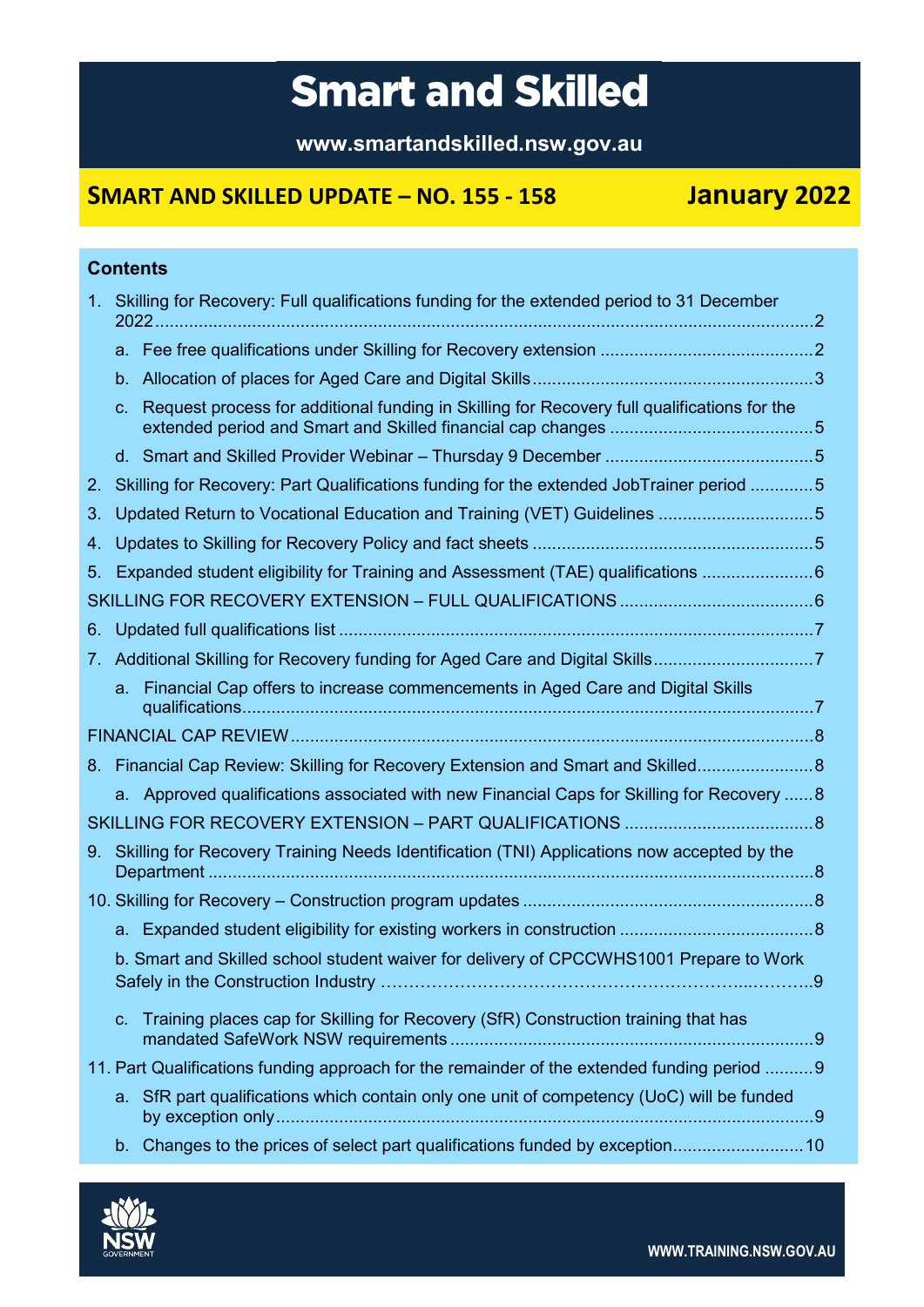# Smart and Skilled

**www.smartandskilled.nsw.gov.au**

## SMART AND SKILLED UPDATE – NO. 155 - 158 January 2022

### Contents

1. Skilling for Recovery: Full qualifications funding for the extended period to 31 December 2022 ... 2
   a. Fee free qualifications under Skilling for Recovery extension ... 2
   b. Allocation of places for Aged Care and Digital Skills ... 3
   c. Request process for additional funding in Skilling for Recovery full qualifications for the extended period and Smart and Skilled financial cap changes ... 5
   d. Smart and Skilled Provider Webinar – Thursday 9 December ... 5
2. Skilling for Recovery: Part Qualifications funding for the extended JobTrainer period ... 5
3. Updated Return to Vocational Education and Training (VET) Guidelines ... 5
4. Updates to Skilling for Recovery Policy and fact sheets ... 5
5. Expanded student eligibility for Training and Assessment (TAE) qualifications ... 6

SKILLING FOR RECOVERY EXTENSION – FULL QUALIFICATIONS ... 6

6. Updated full qualifications list ... 7
7. Additional Skilling for Recovery funding for Aged Care and Digital Skills ... 7
   a. Financial Cap offers to increase commencements in Aged Care and Digital Skills qualifications ... 7

FINANCIAL CAP REVIEW ... 8

8. Financial Cap Review: Skilling for Recovery Extension and Smart and Skilled ... 8
   a. Approved qualifications associated with new Financial Caps for Skilling for Recovery ... 8

SKILLING FOR RECOVERY EXTENSION – PART QUALIFICATIONS ... 8

9. Skilling for Recovery Training Needs Identification (TNI) Applications now accepted by the Department ... 8
10. Skilling for Recovery – Construction program updates ... 8
    a. Expanded student eligibility for existing workers in construction ... 8
    b. Smart and Skilled school student waiver for delivery of CPCCWHS1001 Prepare to Work Safely in the Construction Industry ... 9
    c. Training places cap for Skilling for Recovery (SfR) Construction training that has mandated SafeWork NSW requirements ... 9
11. Part Qualifications funding approach for the remainder of the extended funding period ... 9
    a. SfR part qualifications which contain only one unit of competency (UoC) will be funded by exception only ... 9
    b. Changes to the prices of select part qualifications funded by exception ... 10

WWW.TRAINING.NSW.GOV.AU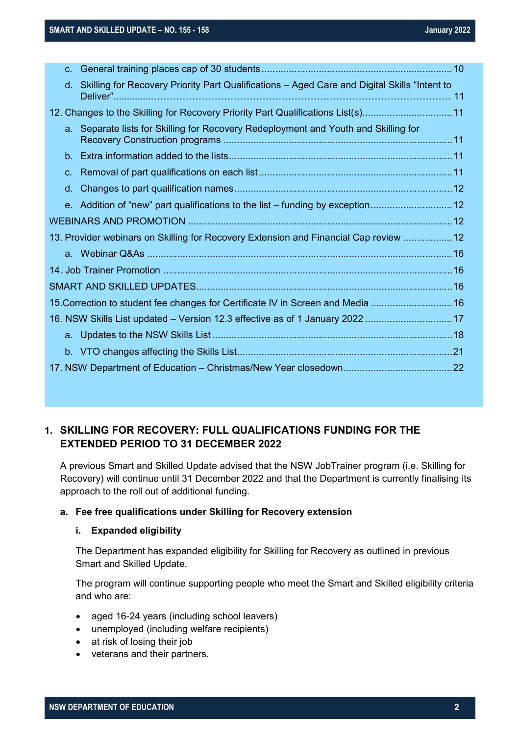c. General training places cap of 30 students ..................................................................... 10

d. Skilling for Recovery Priority Part Qualifications – Aged Care and Digital Skills "Intent to Deliver"............................................................................................................... 11

12. Changes to the Skilling for Recovery Priority Part Qualifications List(s)................................ 11

a. Separate lists for Skilling for Recovery Redeployment and Youth and Skilling for Recovery Construction programs ................................................................................... 11

b. Extra information added to the lists................................................................................. 11

c. Removal of part qualifications on each list...................................................................... 11

d. Changes to part qualification names............................................................................... 12

e. Addition of "new" part qualifications to the list – funding by exception.............................. 12

WEBINARS AND PROMOTION ................................................................................................ 12

13. Provider webinars on Skilling for Recovery Extension and Financial Cap review .................. 12

a. Webinar Q&As ............................................................................................................... 16

14. Job Trainer Promotion ......................................................................................................... 16

SMART AND SKILLED UPDATES............................................................................................. 16

15.Correction to student fee changes for Certificate IV in Screen and Media .............................. 16

16. NSW Skills List updated – Version 12.3 effective as of 1 January 2022 ................................ 17

a. Updates to the NSW Skills List ....................................................................................... 18

b. VTO changes affecting the Skills List.............................................................................. 21

17. NSW Department of Education – Christmas/New Year closedown........................................ 22

## 1. SKILLING FOR RECOVERY: FULL QUALIFICATIONS FUNDING FOR THE EXTENDED PERIOD TO 31 DECEMBER 2022

A previous Smart and Skilled Update advised that the NSW JobTrainer program (i.e. Skilling for Recovery) will continue until 31 December 2022 and that the Department is currently finalising its approach to the roll out of additional funding.

### a. Fee free qualifications under Skilling for Recovery extension

#### i. Expanded eligibility

The Department has expanded eligibility for Skilling for Recovery as outlined in previous Smart and Skilled Update.

The program will continue supporting people who meet the Smart and Skilled eligibility criteria and who are:

- aged 16-24 years (including school leavers)
- unemployed (including welfare recipients)
- at risk of losing their job
- veterans and their partners.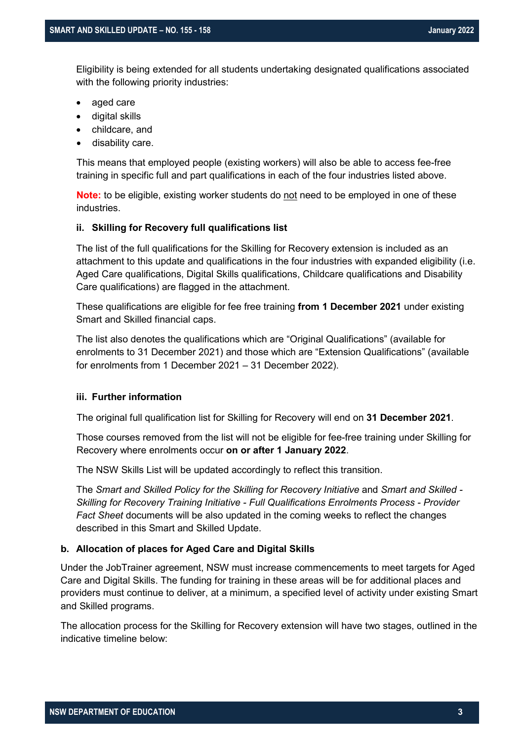Eligibility is being extended for all students undertaking designated qualifications associated with the following priority industries:

- aged care
- digital skills
- childcare, and
- disability care.

This means that employed people (existing workers) will also be able to access fee-free training in specific full and part qualifications in each of the four industries listed above.

**Note:** to be eligible, existing worker students do not need to be employed in one of these industries.

#### ii. Skilling for Recovery full qualifications list

The list of the full qualifications for the Skilling for Recovery extension is included as an attachment to this update and qualifications in the four industries with expanded eligibility (i.e. Aged Care qualifications, Digital Skills qualifications, Childcare qualifications and Disability Care qualifications) are flagged in the attachment.

These qualifications are eligible for fee free training **from 1 December 2021** under existing Smart and Skilled financial caps.

The list also denotes the qualifications which are "Original Qualifications" (available for enrolments to 31 December 2021) and those which are "Extension Qualifications" (available for enrolments from 1 December 2021 – 31 December 2022).

#### iii. Further information

The original full qualification list for Skilling for Recovery will end on **31 December 2021**.

Those courses removed from the list will not be eligible for fee-free training under Skilling for Recovery where enrolments occur **on or after 1 January 2022**.

The NSW Skills List will be updated accordingly to reflect this transition.

The *Smart and Skilled Policy for the Skilling for Recovery Initiative* and *Smart and Skilled - Skilling for Recovery Training Initiative - Full Qualifications Enrolments Process - Provider Fact Sheet* documents will be also updated in the coming weeks to reflect the changes described in this Smart and Skilled Update.

### b. Allocation of places for Aged Care and Digital Skills

Under the JobTrainer agreement, NSW must increase commencements to meet targets for Aged Care and Digital Skills. The funding for training in these areas will be for additional places and providers must continue to deliver, at a minimum, a specified level of activity under existing Smart and Skilled programs.

The allocation process for the Skilling for Recovery extension will have two stages, outlined in the indicative timeline below: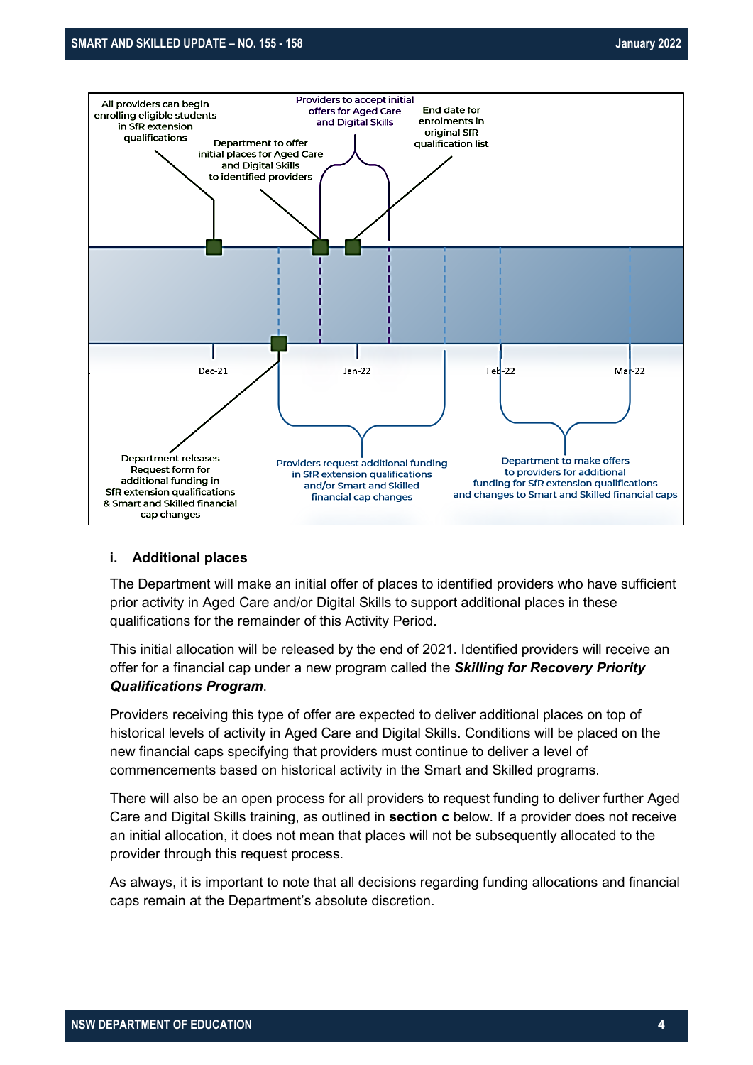All providers can begin enrolling eligible students in SfR extension qualifications

Department to offer initial places for Aged Care and Digital Skills to identified providers

Providers to accept initial offers for Aged Care and Digital Skills

End date for enrolments in original SfR qualification list

Dec-21

Jan-22

Feb-22

Mar-22

Department releases Request form for additional funding in SfR extension qualifications & Smart and Skilled financial cap changes

Providers request additional funding in SfR extension qualifications and/or Smart and Skilled financial cap changes

Department to make offers to providers for additional funding for SfR extension qualifications and changes to Smart and Skilled financial caps

### i. Additional places

The Department will make an initial offer of places to identified providers who have sufficient prior activity in Aged Care and/or Digital Skills to support additional places in these qualifications for the remainder of this Activity Period.

This initial allocation will be released by the end of 2021. Identified providers will receive an offer for a financial cap under a new program called the ***Skilling for Recovery Priority Qualifications Program***.

Providers receiving this type of offer are expected to deliver additional places on top of historical levels of activity in Aged Care and Digital Skills. Conditions will be placed on the new financial caps specifying that providers must continue to deliver a level of commencements based on historical activity in the Smart and Skilled programs.

There will also be an open process for all providers to request funding to deliver further Aged Care and Digital Skills training, as outlined in **section c** below. If a provider does not receive an initial allocation, it does not mean that places will not be subsequently allocated to the provider through this request process.

As always, it is important to note that all decisions regarding funding allocations and financial caps remain at the Department's absolute discretion.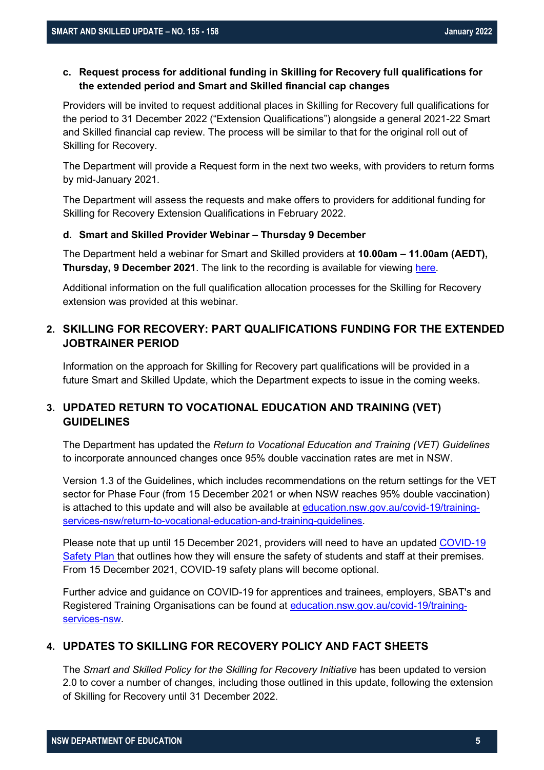**c. Request process for additional funding in Skilling for Recovery full qualifications for the extended period and Smart and Skilled financial cap changes**

Providers will be invited to request additional places in Skilling for Recovery full qualifications for the period to 31 December 2022 ("Extension Qualifications") alongside a general 2021-22 Smart and Skilled financial cap review. The process will be similar to that for the original roll out of Skilling for Recovery.

The Department will provide a Request form in the next two weeks, with providers to return forms by mid-January 2021.

The Department will assess the requests and make offers to providers for additional funding for Skilling for Recovery Extension Qualifications in February 2022.

**d. Smart and Skilled Provider Webinar – Thursday 9 December**

The Department held a webinar for Smart and Skilled providers at **10.00am – 11.00am (AEDT), Thursday, 9 December 2021**. The link to the recording is available for viewing here.

Additional information on the full qualification allocation processes for the Skilling for Recovery extension was provided at this webinar.

## 2. SKILLING FOR RECOVERY: PART QUALIFICATIONS FUNDING FOR THE EXTENDED JOBTRAINER PERIOD

Information on the approach for Skilling for Recovery part qualifications will be provided in a future Smart and Skilled Update, which the Department expects to issue in the coming weeks.

## 3. UPDATED RETURN TO VOCATIONAL EDUCATION AND TRAINING (VET) GUIDELINES

The Department has updated the *Return to Vocational Education and Training (VET) Guidelines* to incorporate announced changes once 95% double vaccination rates are met in NSW.

Version 1.3 of the Guidelines, which includes recommendations on the return settings for the VET sector for Phase Four (from 15 December 2021 or when NSW reaches 95% double vaccination) is attached to this update and will also be available at education.nsw.gov.au/covid-19/training-services-nsw/return-to-vocational-education-and-training-guidelines.

Please note that up until 15 December 2021, providers will need to have an updated COVID-19 Safety Plan that outlines how they will ensure the safety of students and staff at their premises. From 15 December 2021, COVID-19 safety plans will become optional.

Further advice and guidance on COVID-19 for apprentices and trainees, employers, SBAT's and Registered Training Organisations can be found at education.nsw.gov.au/covid-19/training-services-nsw.

## 4. UPDATES TO SKILLING FOR RECOVERY POLICY AND FACT SHEETS

The *Smart and Skilled Policy for the Skilling for Recovery Initiative* has been updated to version 2.0 to cover a number of changes, including those outlined in this update, following the extension of Skilling for Recovery until 31 December 2022.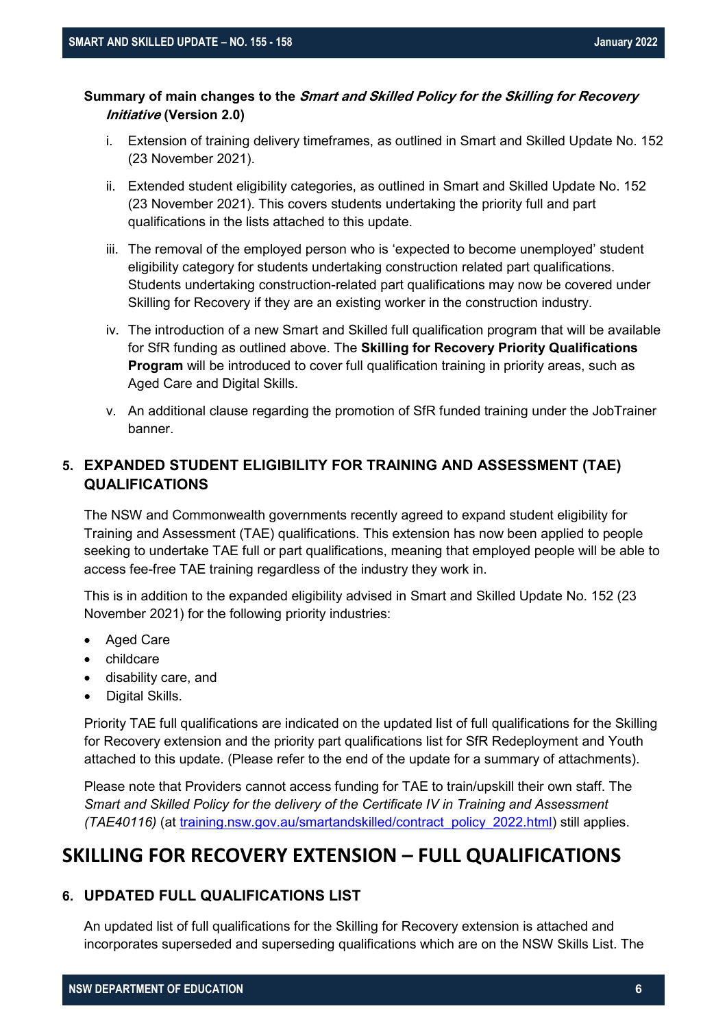**Summary of main changes to the *Smart and Skilled Policy for the Skilling for Recovery Initiative* (Version 2.0)**

i. Extension of training delivery timeframes, as outlined in Smart and Skilled Update No. 152 (23 November 2021).

ii. Extended student eligibility categories, as outlined in Smart and Skilled Update No. 152 (23 November 2021). This covers students undertaking the priority full and part qualifications in the lists attached to this update.

iii. The removal of the employed person who is 'expected to become unemployed' student eligibility category for students undertaking construction related part qualifications. Students undertaking construction-related part qualifications may now be covered under Skilling for Recovery if they are an existing worker in the construction industry.

iv. The introduction of a new Smart and Skilled full qualification program that will be available for SfR funding as outlined above. The **Skilling for Recovery Priority Qualifications Program** will be introduced to cover full qualification training in priority areas, such as Aged Care and Digital Skills.

v. An additional clause regarding the promotion of SfR funded training under the JobTrainer banner.

### 5. EXPANDED STUDENT ELIGIBILITY FOR TRAINING AND ASSESSMENT (TAE) QUALIFICATIONS

The NSW and Commonwealth governments recently agreed to expand student eligibility for Training and Assessment (TAE) qualifications. This extension has now been applied to people seeking to undertake TAE full or part qualifications, meaning that employed people will be able to access fee-free TAE training regardless of the industry they work in.

This is in addition to the expanded eligibility advised in Smart and Skilled Update No. 152 (23 November 2021) for the following priority industries:

- Aged Care
- childcare
- disability care, and
- Digital Skills.

Priority TAE full qualifications are indicated on the updated list of full qualifications for the Skilling for Recovery extension and the priority part qualifications list for SfR Redeployment and Youth attached to this update. (Please refer to the end of the update for a summary of attachments).

Please note that Providers cannot access funding for TAE to train/upskill their own staff. The *Smart and Skilled Policy for the delivery of the Certificate IV in Training and Assessment (TAE40116)* (at training.nsw.gov.au/smartandskilled/contract_policy_2022.html) still applies.

## SKILLING FOR RECOVERY EXTENSION – FULL QUALIFICATIONS

### 6. UPDATED FULL QUALIFICATIONS LIST

An updated list of full qualifications for the Skilling for Recovery extension is attached and incorporates superseded and superseding qualifications which are on the NSW Skills List. The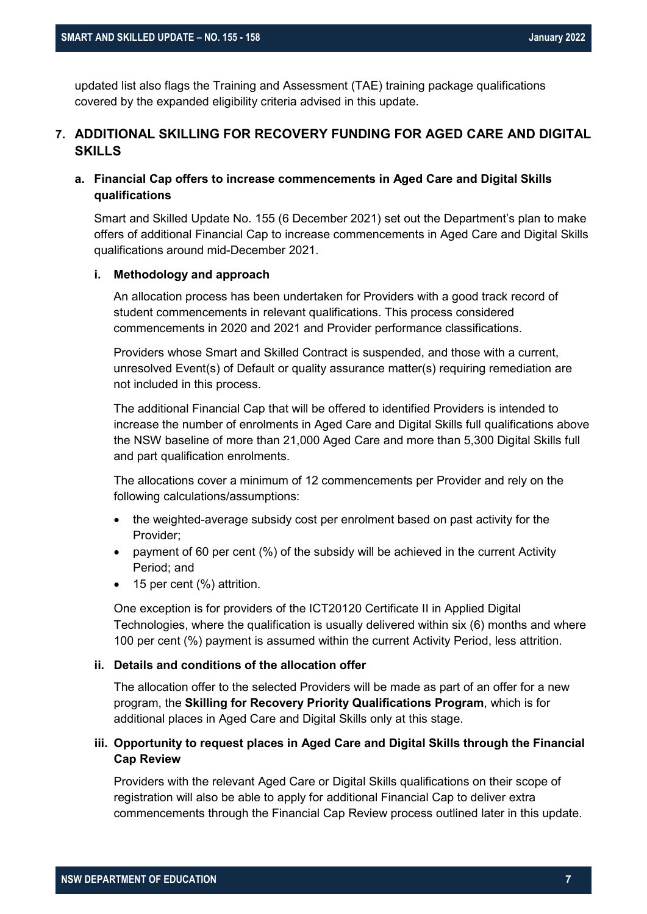updated list also flags the Training and Assessment (TAE) training package qualifications covered by the expanded eligibility criteria advised in this update.

## 7. ADDITIONAL SKILLING FOR RECOVERY FUNDING FOR AGED CARE AND DIGITAL SKILLS

### a. Financial Cap offers to increase commencements in Aged Care and Digital Skills qualifications

Smart and Skilled Update No. 155 (6 December 2021) set out the Department's plan to make offers of additional Financial Cap to increase commencements in Aged Care and Digital Skills qualifications around mid-December 2021.

#### i. Methodology and approach

An allocation process has been undertaken for Providers with a good track record of student commencements in relevant qualifications. This process considered commencements in 2020 and 2021 and Provider performance classifications.

Providers whose Smart and Skilled Contract is suspended, and those with a current, unresolved Event(s) of Default or quality assurance matter(s) requiring remediation are not included in this process.

The additional Financial Cap that will be offered to identified Providers is intended to increase the number of enrolments in Aged Care and Digital Skills full qualifications above the NSW baseline of more than 21,000 Aged Care and more than 5,300 Digital Skills full and part qualification enrolments.

The allocations cover a minimum of 12 commencements per Provider and rely on the following calculations/assumptions:

- the weighted-average subsidy cost per enrolment based on past activity for the Provider;
- payment of 60 per cent (%) of the subsidy will be achieved in the current Activity Period; and
- 15 per cent (%) attrition.

One exception is for providers of the ICT20120 Certificate II in Applied Digital Technologies, where the qualification is usually delivered within six (6) months and where 100 per cent (%) payment is assumed within the current Activity Period, less attrition.

#### ii. Details and conditions of the allocation offer

The allocation offer to the selected Providers will be made as part of an offer for a new program, the **Skilling for Recovery Priority Qualifications Program**, which is for additional places in Aged Care and Digital Skills only at this stage.

#### iii. Opportunity to request places in Aged Care and Digital Skills through the Financial Cap Review

Providers with the relevant Aged Care or Digital Skills qualifications on their scope of registration will also be able to apply for additional Financial Cap to deliver extra commencements through the Financial Cap Review process outlined later in this update.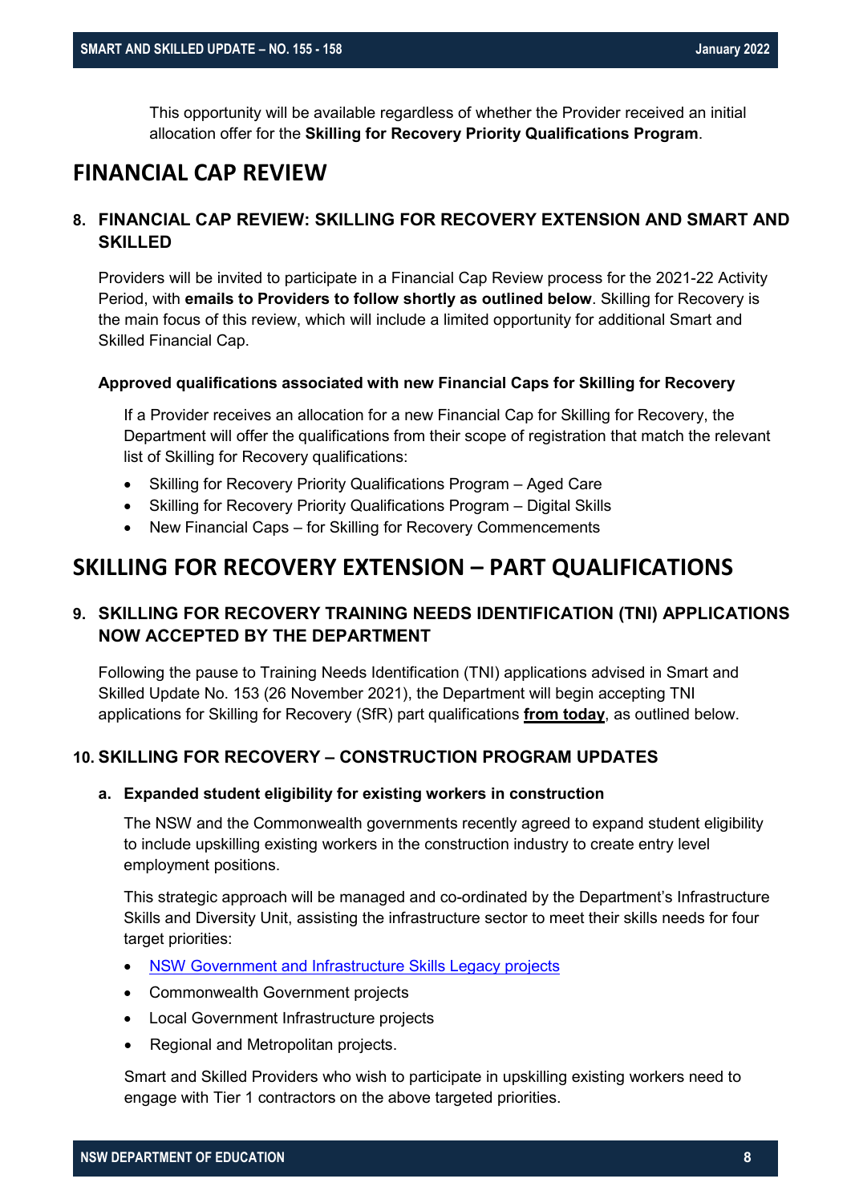This opportunity will be available regardless of whether the Provider received an initial allocation offer for the **Skilling for Recovery Priority Qualifications Program**.

# FINANCIAL CAP REVIEW

## 8. FINANCIAL CAP REVIEW: SKILLING FOR RECOVERY EXTENSION AND SMART AND SKILLED

Providers will be invited to participate in a Financial Cap Review process for the 2021-22 Activity Period, with **emails to Providers to follow shortly as outlined below**. Skilling for Recovery is the main focus of this review, which will include a limited opportunity for additional Smart and Skilled Financial Cap.

### Approved qualifications associated with new Financial Caps for Skilling for Recovery

If a Provider receives an allocation for a new Financial Cap for Skilling for Recovery, the Department will offer the qualifications from their scope of registration that match the relevant list of Skilling for Recovery qualifications:

- Skilling for Recovery Priority Qualifications Program – Aged Care
- Skilling for Recovery Priority Qualifications Program – Digital Skills
- New Financial Caps – for Skilling for Recovery Commencements

# SKILLING FOR RECOVERY EXTENSION – PART QUALIFICATIONS

## 9. SKILLING FOR RECOVERY TRAINING NEEDS IDENTIFICATION (TNI) APPLICATIONS NOW ACCEPTED BY THE DEPARTMENT

Following the pause to Training Needs Identification (TNI) applications advised in Smart and Skilled Update No. 153 (26 November 2021), the Department will begin accepting TNI applications for Skilling for Recovery (SfR) part qualifications **from today**, as outlined below.

## 10. SKILLING FOR RECOVERY – CONSTRUCTION PROGRAM UPDATES

### a. Expanded student eligibility for existing workers in construction

The NSW and the Commonwealth governments recently agreed to expand student eligibility to include upskilling existing workers in the construction industry to create entry level employment positions.

This strategic approach will be managed and co-ordinated by the Department's Infrastructure Skills and Diversity Unit, assisting the infrastructure sector to meet their skills needs for four target priorities:

- NSW Government and Infrastructure Skills Legacy projects
- Commonwealth Government projects
- Local Government Infrastructure projects
- Regional and Metropolitan projects.

Smart and Skilled Providers who wish to participate in upskilling existing workers need to engage with Tier 1 contractors on the above targeted priorities.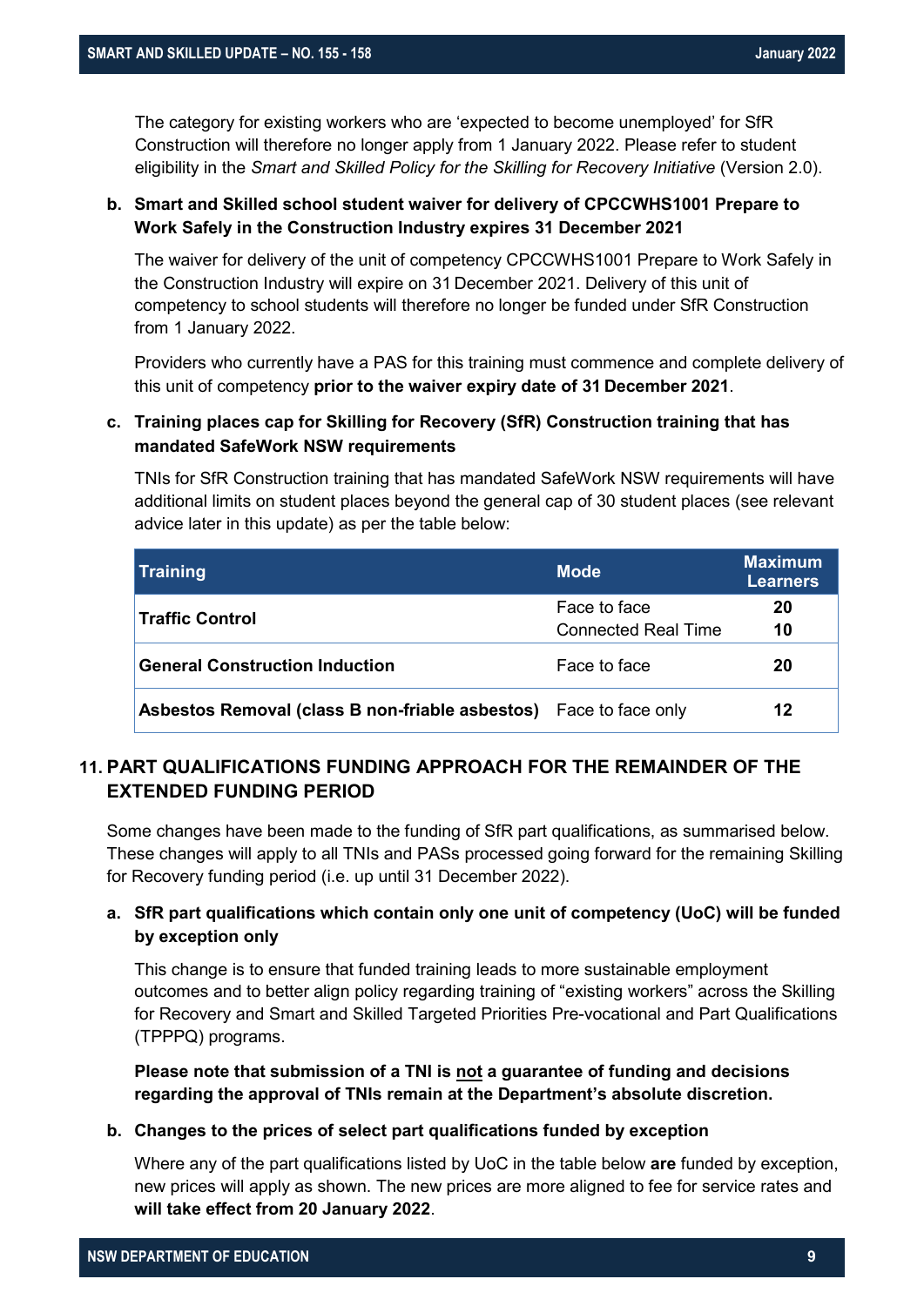The category for existing workers who are 'expected to become unemployed' for SfR Construction will therefore no longer apply from 1 January 2022. Please refer to student eligibility in the *Smart and Skilled Policy for the Skilling for Recovery Initiative* (Version 2.0).

**b. Smart and Skilled school student waiver for delivery of CPCCWHS1001 Prepare to Work Safely in the Construction Industry expires 31 December 2021**

The waiver for delivery of the unit of competency CPCCWHS1001 Prepare to Work Safely in the Construction Industry will expire on 31 December 2021. Delivery of this unit of competency to school students will therefore no longer be funded under SfR Construction from 1 January 2022.

Providers who currently have a PAS for this training must commence and complete delivery of this unit of competency **prior to the waiver expiry date of 31 December 2021**.

**c. Training places cap for Skilling for Recovery (SfR) Construction training that has mandated SafeWork NSW requirements**

TNIs for SfR Construction training that has mandated SafeWork NSW requirements will have additional limits on student places beyond the general cap of 30 student places (see relevant advice later in this update) as per the table below:

| Training | Mode | Maximum Learners |
|---|---|---|
| **Traffic Control** | Face to face | **20** |
| | Connected Real Time | **10** |
| **General Construction Induction** | Face to face | **20** |
| **Asbestos Removal (class B non-friable asbestos)** | Face to face only | **12** |

## 11. PART QUALIFICATIONS FUNDING APPROACH FOR THE REMAINDER OF THE EXTENDED FUNDING PERIOD

Some changes have been made to the funding of SfR part qualifications, as summarised below. These changes will apply to all TNIs and PASs processed going forward for the remaining Skilling for Recovery funding period (i.e. up until 31 December 2022).

**a. SfR part qualifications which contain only one unit of competency (UoC) will be funded by exception only**

This change is to ensure that funded training leads to more sustainable employment outcomes and to better align policy regarding training of "existing workers" across the Skilling for Recovery and Smart and Skilled Targeted Priorities Pre-vocational and Part Qualifications (TPPPQ) programs.

**Please note that submission of a TNI is not a guarantee of funding and decisions regarding the approval of TNIs remain at the Department's absolute discretion.**

**b. Changes to the prices of select part qualifications funded by exception**

Where any of the part qualifications listed by UoC in the table below **are** funded by exception, new prices will apply as shown. The new prices are more aligned to fee for service rates and **will take effect from 20 January 2022**.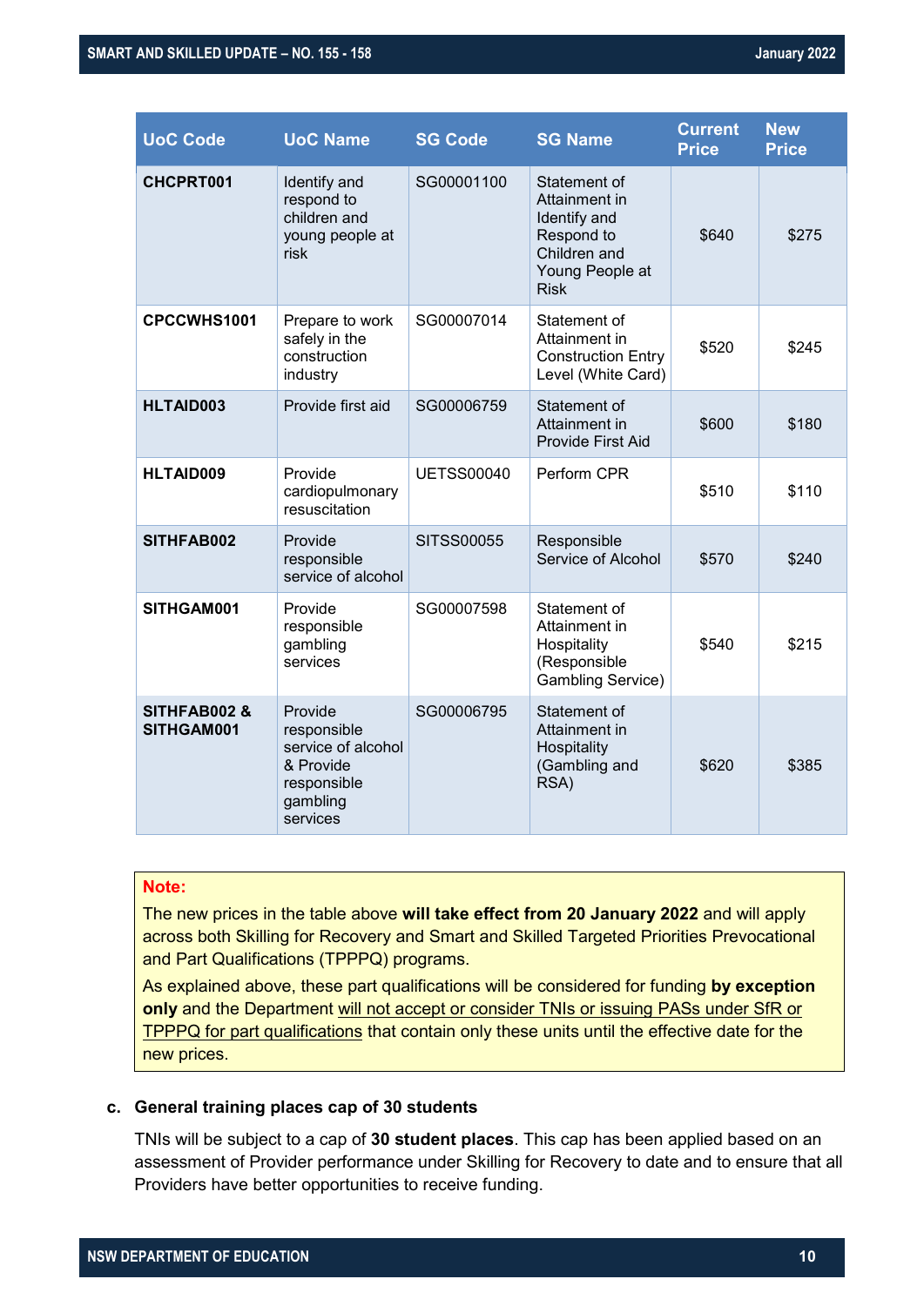| UoC Code | UoC Name | SG Code | SG Name | Current Price | New Price |
|---|---|---|---|---|---|
| **CHCPRT001** | Identify and respond to children and young people at risk | SG00001100 | Statement of Attainment in Identify and Respond to Children and Young People at Risk | $640 | $275 |
| **CPCCWHS1001** | Prepare to work safely in the construction industry | SG00007014 | Statement of Attainment in Construction Entry Level (White Card) | $520 | $245 |
| **HLTAID003** | Provide first aid | SG00006759 | Statement of Attainment in Provide First Aid | $600 | $180 |
| **HLTAID009** | Provide cardiopulmonary resuscitation | UETSS00040 | Perform CPR | $510 | $110 |
| **SITHFAB002** | Provide responsible service of alcohol | SITSS00055 | Responsible Service of Alcohol | $570 | $240 |
| **SITHGAM001** | Provide responsible gambling services | SG00007598 | Statement of Attainment in Hospitality (Responsible Gambling Service) | $540 | $215 |
| **SITHFAB002 & SITHGAM001** | Provide responsible service of alcohol & Provide responsible gambling services | SG00006795 | Statement of Attainment in Hospitality (Gambling and RSA) | $620 | $385 |

**Note:**

The new prices in the table above **will take effect from 20 January 2022** and will apply across both Skilling for Recovery and Smart and Skilled Targeted Priorities Prevocational and Part Qualifications (TPPPQ) programs.

As explained above, these part qualifications will be considered for funding **by exception only** and the Department will not accept or consider TNIs or issuing PASs under SfR or TPPPQ for part qualifications that contain only these units until the effective date for the new prices.

c. **General training places cap of 30 students**

TNIs will be subject to a cap of **30 student places**. This cap has been applied based on an assessment of Provider performance under Skilling for Recovery to date and to ensure that all Providers have better opportunities to receive funding.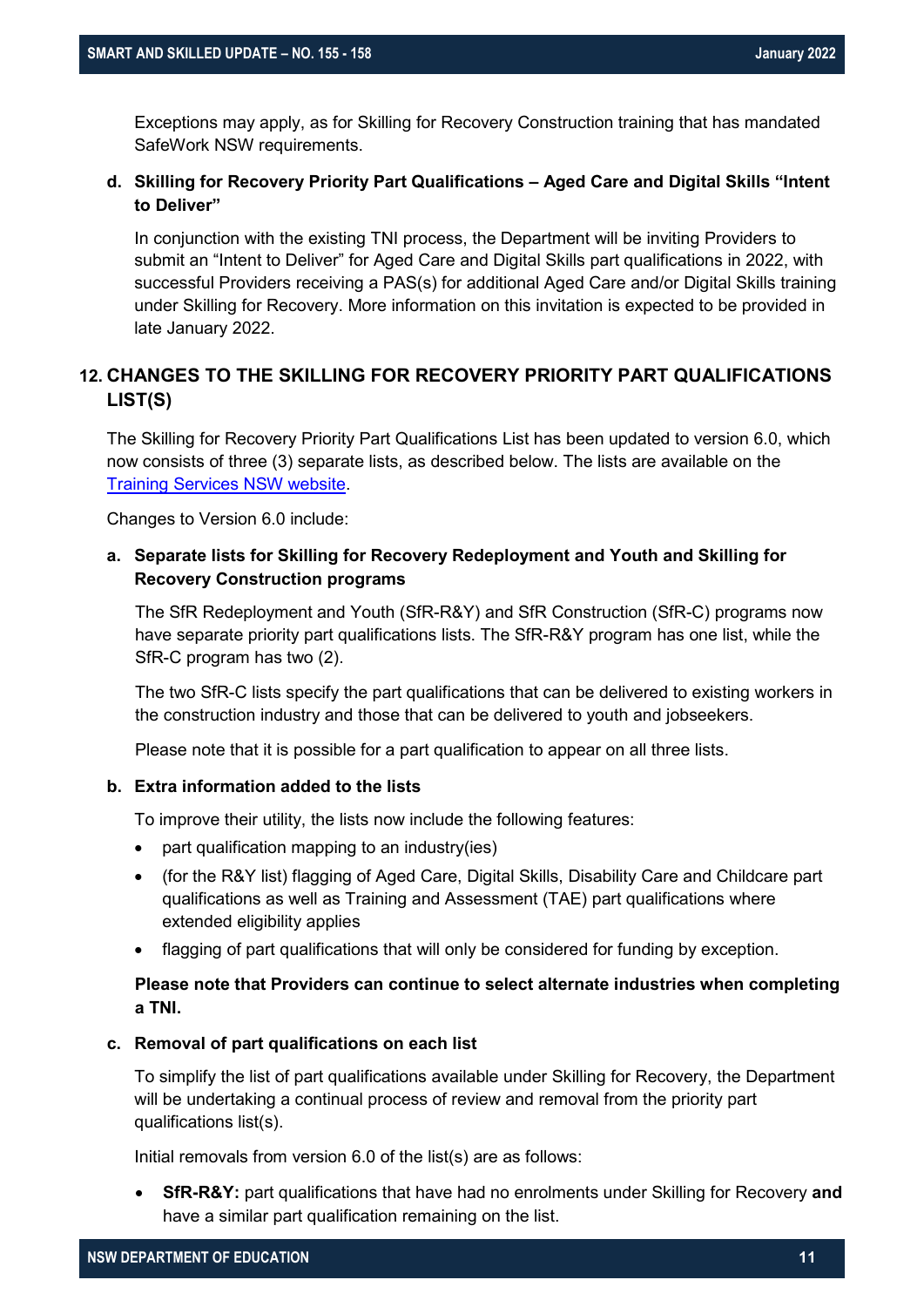Exceptions may apply, as for Skilling for Recovery Construction training that has mandated SafeWork NSW requirements.

**d. Skilling for Recovery Priority Part Qualifications – Aged Care and Digital Skills "Intent to Deliver"**

In conjunction with the existing TNI process, the Department will be inviting Providers to submit an "Intent to Deliver" for Aged Care and Digital Skills part qualifications in 2022, with successful Providers receiving a PAS(s) for additional Aged Care and/or Digital Skills training under Skilling for Recovery. More information on this invitation is expected to be provided in late January 2022.

## 12. CHANGES TO THE SKILLING FOR RECOVERY PRIORITY PART QUALIFICATIONS LIST(S)

The Skilling for Recovery Priority Part Qualifications List has been updated to version 6.0, which now consists of three (3) separate lists, as described below. The lists are available on the [Training Services NSW website](#).

Changes to Version 6.0 include:

**a. Separate lists for Skilling for Recovery Redeployment and Youth and Skilling for Recovery Construction programs**

The SfR Redeployment and Youth (SfR-R&Y) and SfR Construction (SfR-C) programs now have separate priority part qualifications lists. The SfR-R&Y program has one list, while the SfR-C program has two (2).

The two SfR-C lists specify the part qualifications that can be delivered to existing workers in the construction industry and those that can be delivered to youth and jobseekers.

Please note that it is possible for a part qualification to appear on all three lists.

**b. Extra information added to the lists**

To improve their utility, the lists now include the following features:

- part qualification mapping to an industry(ies)
- (for the R&Y list) flagging of Aged Care, Digital Skills, Disability Care and Childcare part qualifications as well as Training and Assessment (TAE) part qualifications where extended eligibility applies
- flagging of part qualifications that will only be considered for funding by exception.

**Please note that Providers can continue to select alternate industries when completing a TNI.**

**c. Removal of part qualifications on each list**

To simplify the list of part qualifications available under Skilling for Recovery, the Department will be undertaking a continual process of review and removal from the priority part qualifications list(s).

Initial removals from version 6.0 of the list(s) are as follows:

- **SfR-R&Y:** part qualifications that have had no enrolments under Skilling for Recovery **and** have a similar part qualification remaining on the list.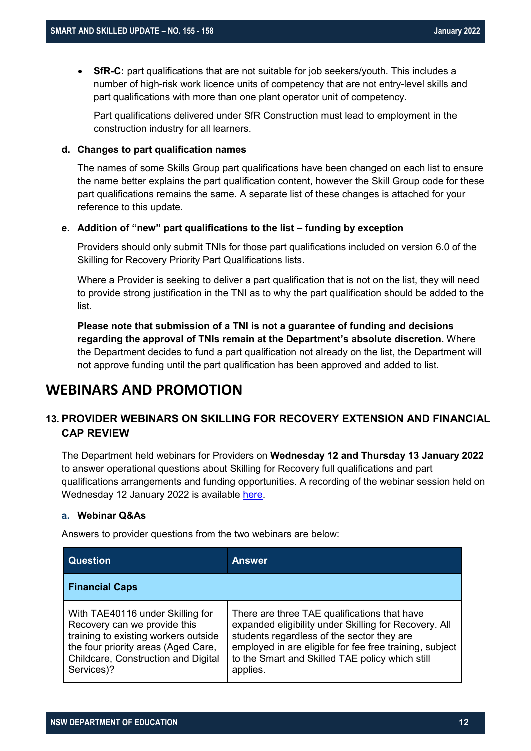- **SfR-C:** part qualifications that are not suitable for job seekers/youth. This includes a number of high-risk work licence units of competency that are not entry-level skills and part qualifications with more than one plant operator unit of competency.

  Part qualifications delivered under SfR Construction must lead to employment in the construction industry for all learners.

#### d. Changes to part qualification names

The names of some Skills Group part qualifications have been changed on each list to ensure the name better explains the part qualification content, however the Skill Group code for these part qualifications remains the same. A separate list of these changes is attached for your reference to this update.

#### e. Addition of "new" part qualifications to the list – funding by exception

Providers should only submit TNIs for those part qualifications included on version 6.0 of the Skilling for Recovery Priority Part Qualifications lists.

Where a Provider is seeking to deliver a part qualification that is not on the list, they will need to provide strong justification in the TNI as to why the part qualification should be added to the list.

**Please note that submission of a TNI is not a guarantee of funding and decisions regarding the approval of TNIs remain at the Department's absolute discretion.** Where the Department decides to fund a part qualification not already on the list, the Department will not approve funding until the part qualification has been approved and added to list.

## WEBINARS AND PROMOTION

### 13. PROVIDER WEBINARS ON SKILLING FOR RECOVERY EXTENSION AND FINANCIAL CAP REVIEW

The Department held webinars for Providers on **Wednesday 12 and Thursday 13 January 2022** to answer operational questions about Skilling for Recovery full qualifications and part qualifications arrangements and funding opportunities. A recording of the webinar session held on Wednesday 12 January 2022 is available here.

#### a. Webinar Q&As

Answers to provider questions from the two webinars are below:

| Question | Answer |
| --- | --- |
| **Financial Caps** | |
| With TAE40116 under Skilling for Recovery can we provide this training to existing workers outside the four priority areas (Aged Care, Childcare, Construction and Digital Services)? | There are three TAE qualifications that have expanded eligibility under Skilling for Recovery. All students regardless of the sector they are employed in are eligible for fee free training, subject to the Smart and Skilled TAE policy which still applies. |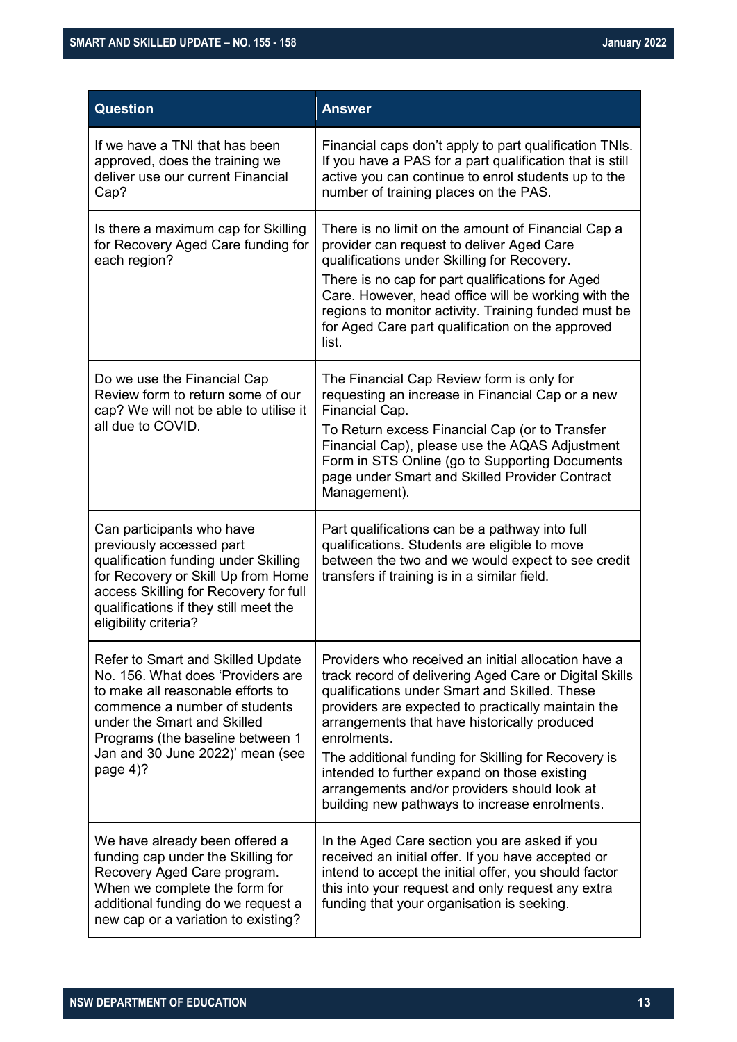| Question | Answer |
| --- | --- |
| If we have a TNI that has been approved, does the training we deliver use our current Financial Cap? | Financial caps don't apply to part qualification TNIs. If you have a PAS for a part qualification that is still active you can continue to enrol students up to the number of training places on the PAS. |
| Is there a maximum cap for Skilling for Recovery Aged Care funding for each region? | There is no limit on the amount of Financial Cap a provider can request to deliver Aged Care qualifications under Skilling for Recovery.<br><br>There is no cap for part qualifications for Aged Care. However, head office will be working with the regions to monitor activity. Training funded must be for Aged Care part qualification on the approved list. |
| Do we use the Financial Cap Review form to return some of our cap? We will not be able to utilise it all due to COVID. | The Financial Cap Review form is only for requesting an increase in Financial Cap or a new Financial Cap.<br><br>To Return excess Financial Cap (or to Transfer Financial Cap), please use the AQAS Adjustment Form in STS Online (go to Supporting Documents page under Smart and Skilled Provider Contract Management). |
| Can participants who have previously accessed part qualification funding under Skilling for Recovery or Skill Up from Home access Skilling for Recovery for full qualifications if they still meet the eligibility criteria? | Part qualifications can be a pathway into full qualifications. Students are eligible to move between the two and we would expect to see credit transfers if training is in a similar field. |
| Refer to Smart and Skilled Update No. 156. What does 'Providers are to make all reasonable efforts to commence a number of students under the Smart and Skilled Programs (the baseline between 1 Jan and 30 June 2022)' mean (see page 4)? | Providers who received an initial allocation have a track record of delivering Aged Care or Digital Skills qualifications under Smart and Skilled. These providers are expected to practically maintain the arrangements that have historically produced enrolments.<br><br>The additional funding for Skilling for Recovery is intended to further expand on those existing arrangements and/or providers should look at building new pathways to increase enrolments. |
| We have already been offered a funding cap under the Skilling for Recovery Aged Care program. When we complete the form for additional funding do we request a new cap or a variation to existing? | In the Aged Care section you are asked if you received an initial offer. If you have accepted or intend to accept the initial offer, you should factor this into your request and only request any extra funding that your organisation is seeking. |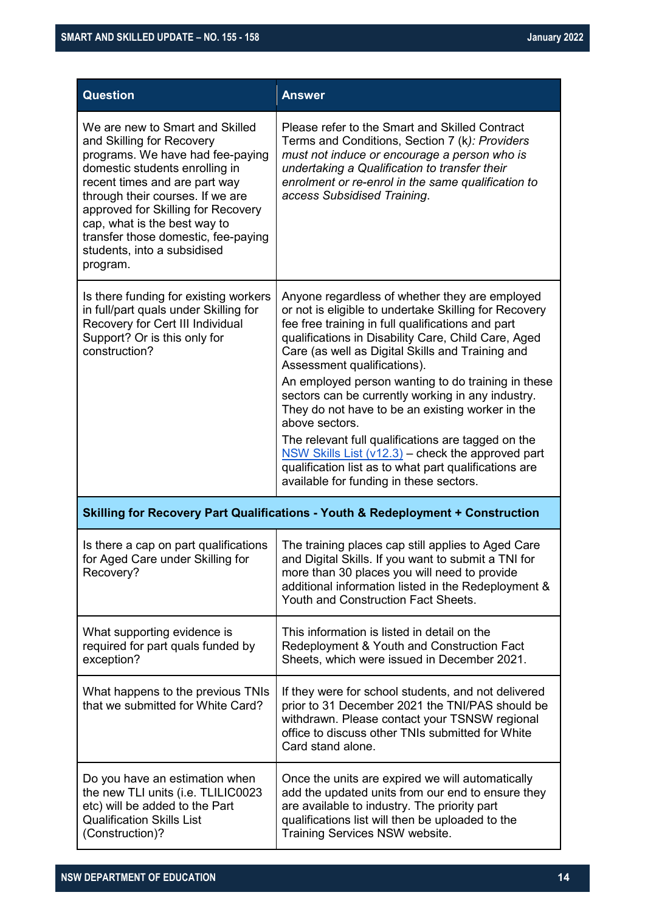| Question | Answer |
| --- | --- |
| We are new to Smart and Skilled and Skilling for Recovery programs. We have had fee-paying domestic students enrolling in recent times and are part way through their courses. If we are approved for Skilling for Recovery cap, what is the best way to transfer those domestic, fee-paying students, into a subsidised program. | Please refer to the Smart and Skilled Contract Terms and Conditions, Section 7 (k*): Providers must not induce or encourage a person who is undertaking a Qualification to transfer their enrolment or re-enrol in the same qualification to access Subsidised Training*. |
| Is there funding for existing workers in full/part quals under Skilling for Recovery for Cert III Individual Support? Or is this only for construction? | Anyone regardless of whether they are employed or not is eligible to undertake Skilling for Recovery fee free training in full qualifications and part qualifications in Disability Care, Child Care, Aged Care (as well as Digital Skills and Training and Assessment qualifications).<br>An employed person wanting to do training in these sectors can be currently working in any industry. They do not have to be an existing worker in the above sectors.<br>The relevant full qualifications are tagged on the NSW Skills List (v12.3) – check the approved part qualification list as to what part qualifications are available for funding in these sectors. |
| **Skilling for Recovery Part Qualifications - Youth & Redeployment + Construction** | |
| Is there a cap on part qualifications for Aged Care under Skilling for Recovery? | The training places cap still applies to Aged Care and Digital Skills. If you want to submit a TNI for more than 30 places you will need to provide additional information listed in the Redeployment & Youth and Construction Fact Sheets. |
| What supporting evidence is required for part quals funded by exception? | This information is listed in detail on the Redeployment & Youth and Construction Fact Sheets, which were issued in December 2021. |
| What happens to the previous TNIs that we submitted for White Card? | If they were for school students, and not delivered prior to 31 December 2021 the TNI/PAS should be withdrawn. Please contact your TSNSW regional office to discuss other TNIs submitted for White Card stand alone. |
| Do you have an estimation when the new TLI units (i.e. TLILIC0023 etc) will be added to the Part Qualification Skills List (Construction)? | Once the units are expired we will automatically add the updated units from our end to ensure they are available to industry. The priority part qualifications list will then be uploaded to the Training Services NSW website. |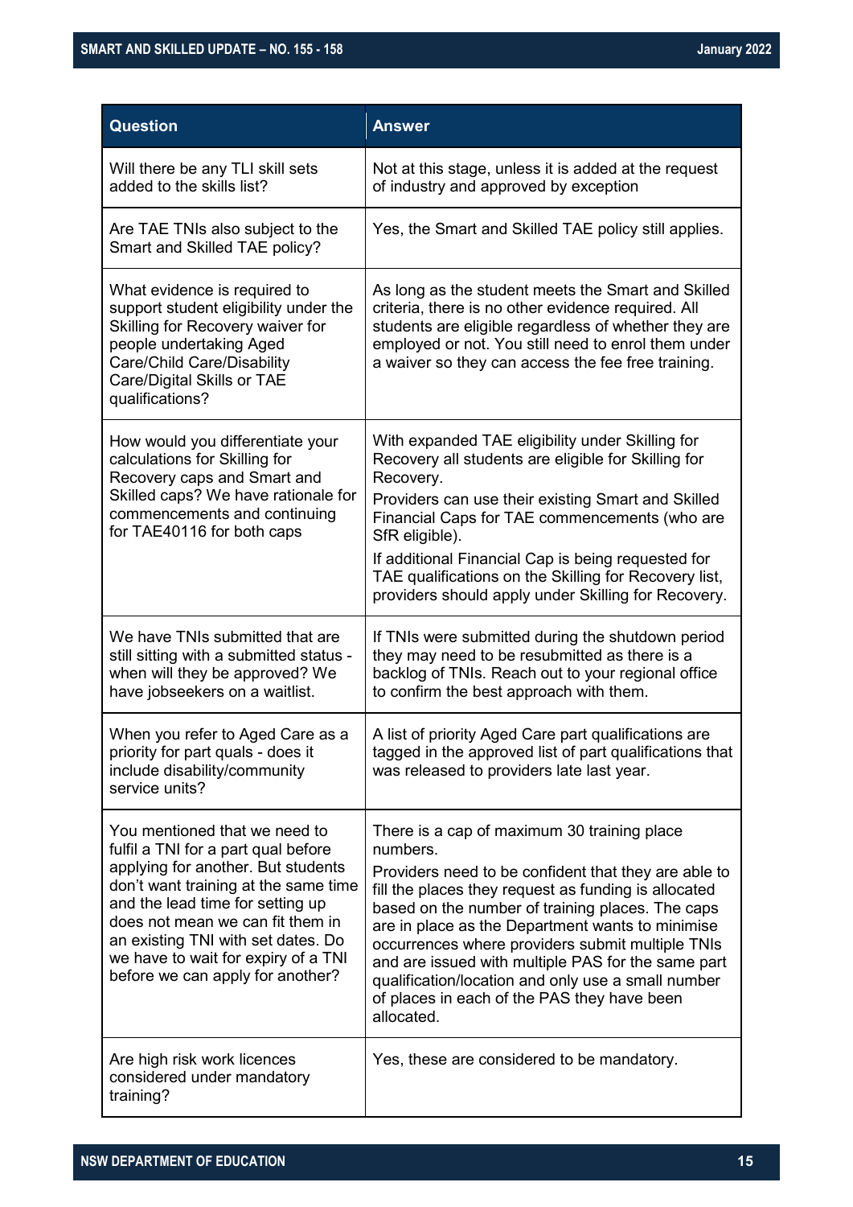| Question | Answer |
|---|---|
| Will there be any TLI skill sets added to the skills list? | Not at this stage, unless it is added at the request of industry and approved by exception |
| Are TAE TNIs also subject to the Smart and Skilled TAE policy? | Yes, the Smart and Skilled TAE policy still applies. |
| What evidence is required to support student eligibility under the Skilling for Recovery waiver for people undertaking Aged Care/Child Care/Disability Care/Digital Skills or TAE qualifications? | As long as the student meets the Smart and Skilled criteria, there is no other evidence required. All students are eligible regardless of whether they are employed or not. You still need to enrol them under a waiver so they can access the fee free training. |
| How would you differentiate your calculations for Skilling for Recovery caps and Smart and Skilled caps? We have rationale for commencements and continuing for TAE40116 for both caps | With expanded TAE eligibility under Skilling for Recovery all students are eligible for Skilling for Recovery.<br>Providers can use their existing Smart and Skilled Financial Caps for TAE commencements (who are SfR eligible).<br>If additional Financial Cap is being requested for TAE qualifications on the Skilling for Recovery list, providers should apply under Skilling for Recovery. |
| We have TNIs submitted that are still sitting with a submitted status - when will they be approved? We have jobseekers on a waitlist. | If TNIs were submitted during the shutdown period they may need to be resubmitted as there is a backlog of TNIs. Reach out to your regional office to confirm the best approach with them. |
| When you refer to Aged Care as a priority for part quals - does it include disability/community service units? | A list of priority Aged Care part qualifications are tagged in the approved list of part qualifications that was released to providers late last year. |
| You mentioned that we need to fulfil a TNI for a part qual before applying for another. But students don't want training at the same time and the lead time for setting up does not mean we can fit them in an existing TNI with set dates. Do we have to wait for expiry of a TNI before we can apply for another? | There is a cap of maximum 30 training place numbers.<br>Providers need to be confident that they are able to fill the places they request as funding is allocated based on the number of training places. The caps are in place as the Department wants to minimise occurrences where providers submit multiple TNIs and are issued with multiple PAS for the same part qualification/location and only use a small number of places in each of the PAS they have been allocated. |
| Are high risk work licences considered under mandatory training? | Yes, these are considered to be mandatory. |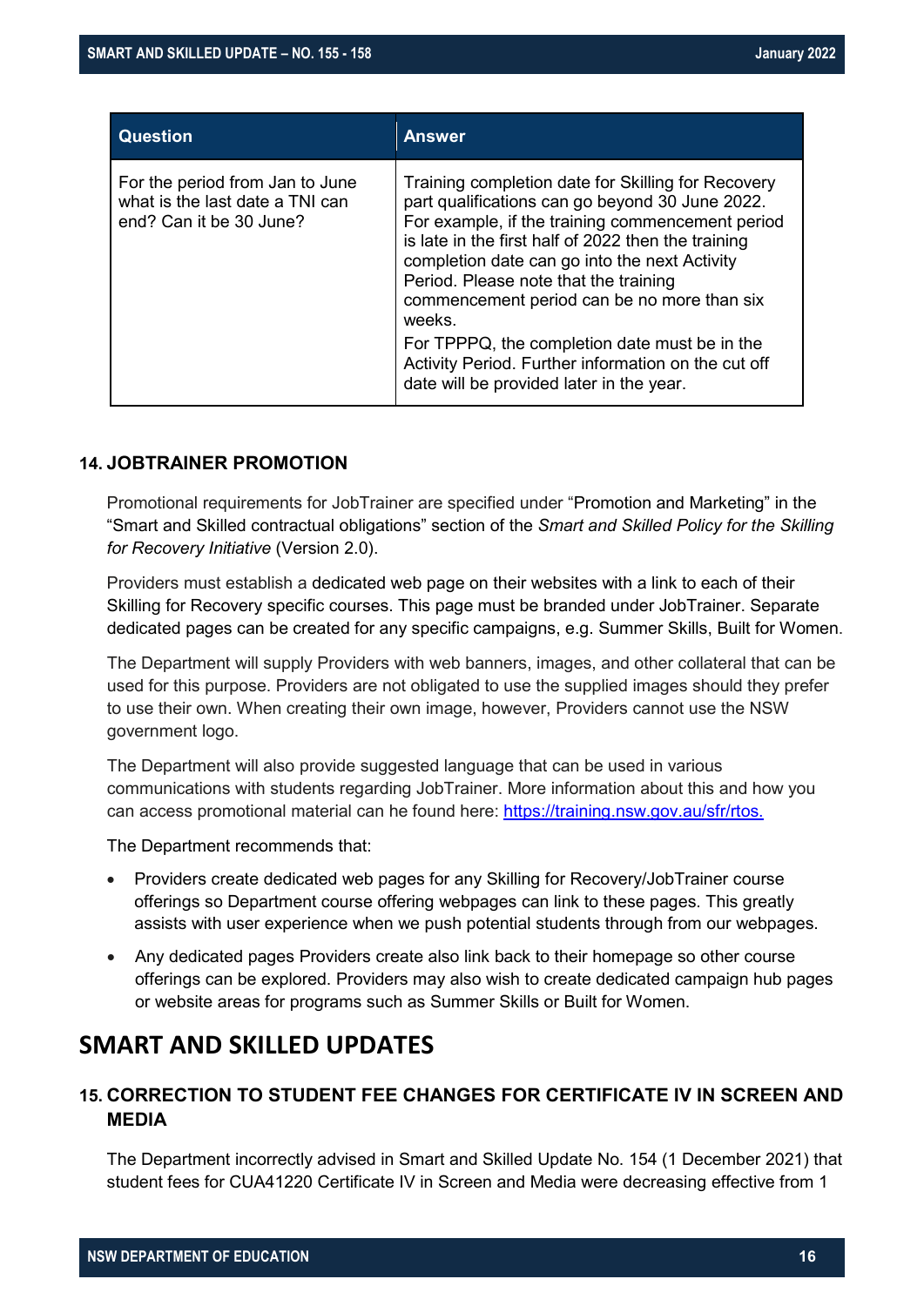| Question | Answer |
| --- | --- |
| For the period from Jan to June what is the last date a TNI can end? Can it be 30 June? | Training completion date for Skilling for Recovery part qualifications can go beyond 30 June 2022. For example, if the training commencement period is late in the first half of 2022 then the training completion date can go into the next Activity Period. Please note that the training commencement period can be no more than six weeks.<br>For TPPPQ, the completion date must be in the Activity Period. Further information on the cut off date will be provided later in the year. |

### 14. JOBTRAINER PROMOTION

Promotional requirements for JobTrainer are specified under "Promotion and Marketing" in the "Smart and Skilled contractual obligations" section of the *Smart and Skilled Policy for the Skilling for Recovery Initiative* (Version 2.0).

Providers must establish a dedicated web page on their websites with a link to each of their Skilling for Recovery specific courses. This page must be branded under JobTrainer. Separate dedicated pages can be created for any specific campaigns, e.g. Summer Skills, Built for Women.

The Department will supply Providers with web banners, images, and other collateral that can be used for this purpose. Providers are not obligated to use the supplied images should they prefer to use their own. When creating their own image, however, Providers cannot use the NSW government logo.

The Department will also provide suggested language that can be used in various communications with students regarding JobTrainer. More information about this and how you can access promotional material can he found here: https://training.nsw.gov.au/sfr/rtos.

The Department recommends that:

- Providers create dedicated web pages for any Skilling for Recovery/JobTrainer course offerings so Department course offering webpages can link to these pages. This greatly assists with user experience when we push potential students through from our webpages.
- Any dedicated pages Providers create also link back to their homepage so other course offerings can be explored. Providers may also wish to create dedicated campaign hub pages or website areas for programs such as Summer Skills or Built for Women.

## SMART AND SKILLED UPDATES

### 15. CORRECTION TO STUDENT FEE CHANGES FOR CERTIFICATE IV IN SCREEN AND MEDIA

The Department incorrectly advised in Smart and Skilled Update No. 154 (1 December 2021) that student fees for CUA41220 Certificate IV in Screen and Media were decreasing effective from 1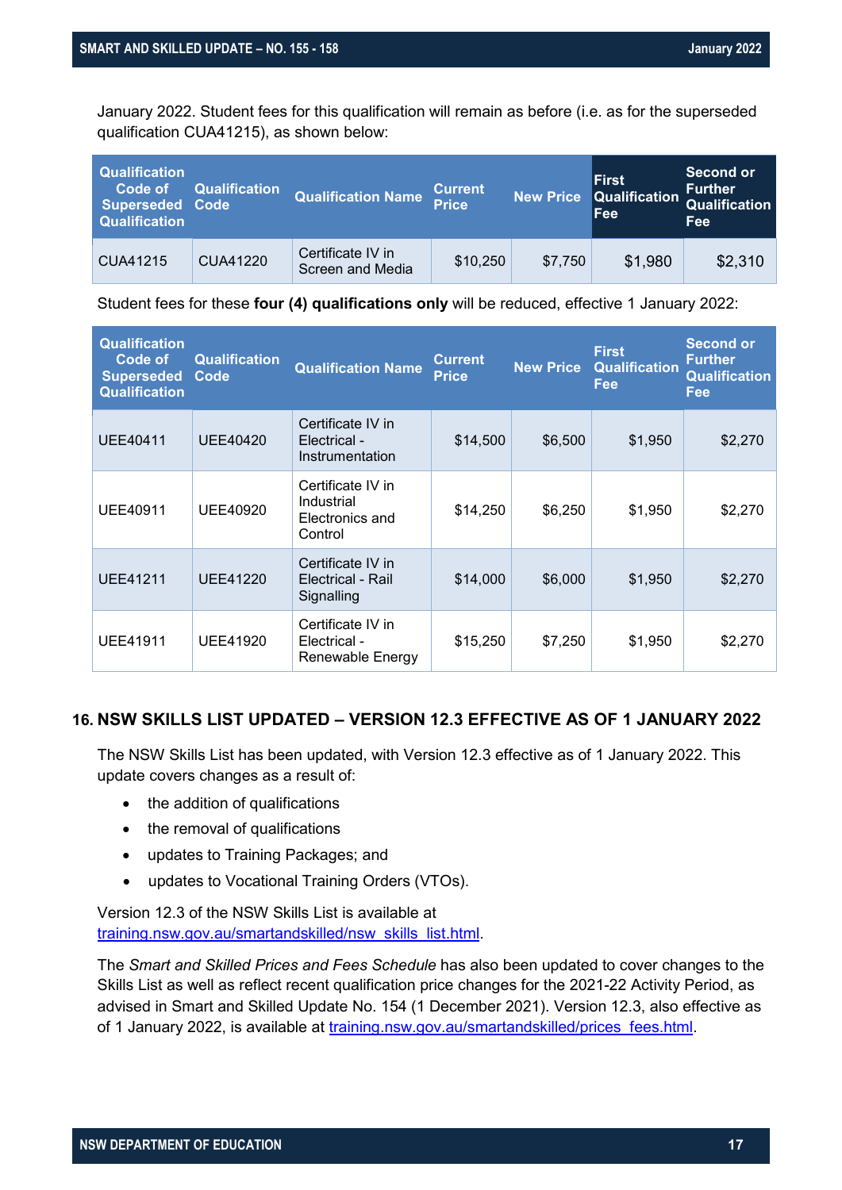January 2022. Student fees for this qualification will remain as before (i.e. as for the superseded qualification CUA41215), as shown below:

| Qualification Code of Superseded Qualification | Qualification Code | Qualification Name | Current Price | New Price | First Qualification Fee | Second or Further Qualification Fee |
|---|---|---|---|---|---|---|
| CUA41215 | CUA41220 | Certificate IV in Screen and Media | $10,250 | $7,750 | $1,980 | $2,310 |

Student fees for these **four (4) qualifications only** will be reduced, effective 1 January 2022:

| Qualification Code of Superseded Qualification | Qualification Code | Qualification Name | Current Price | New Price | First Qualification Fee | Second or Further Qualification Fee |
|---|---|---|---|---|---|---|
| UEE40411 | UEE40420 | Certificate IV in Electrical - Instrumentation | $14,500 | $6,500 | $1,950 | $2,270 |
| UEE40911 | UEE40920 | Certificate IV in Industrial Electronics and Control | $14,250 | $6,250 | $1,950 | $2,270 |
| UEE41211 | UEE41220 | Certificate IV in Electrical - Rail Signalling | $14,000 | $6,000 | $1,950 | $2,270 |
| UEE41911 | UEE41920 | Certificate IV in Electrical - Renewable Energy | $15,250 | $7,250 | $1,950 | $2,270 |

## 16. NSW SKILLS LIST UPDATED – VERSION 12.3 EFFECTIVE AS OF 1 JANUARY 2022

The NSW Skills List has been updated, with Version 12.3 effective as of 1 January 2022. This update covers changes as a result of:

- the addition of qualifications
- the removal of qualifications
- updates to Training Packages; and
- updates to Vocational Training Orders (VTOs).

Version 12.3 of the NSW Skills List is available at training.nsw.gov.au/smartandskilled/nsw_skills_list.html.

The *Smart and Skilled Prices and Fees Schedule* has also been updated to cover changes to the Skills List as well as reflect recent qualification price changes for the 2021-22 Activity Period, as advised in Smart and Skilled Update No. 154 (1 December 2021). Version 12.3, also effective as of 1 January 2022, is available at training.nsw.gov.au/smartandskilled/prices_fees.html.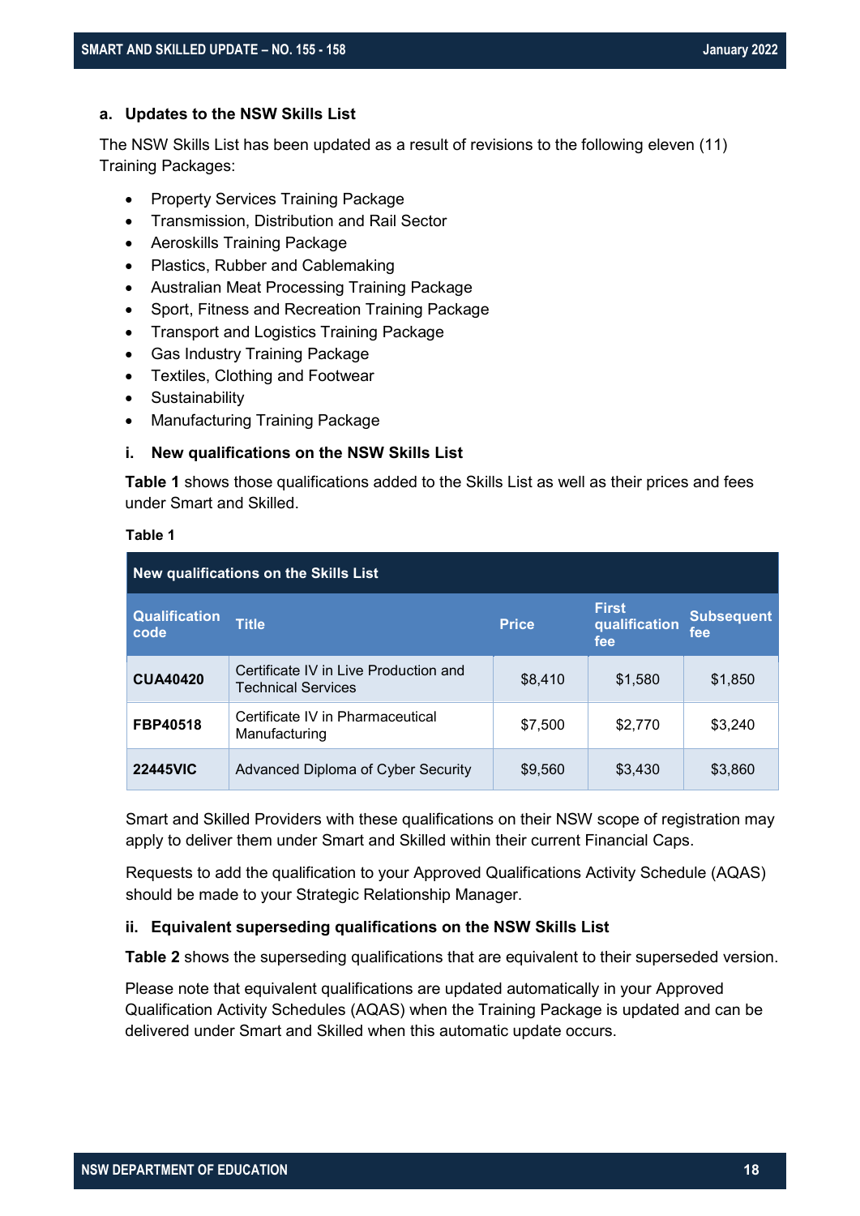### a. Updates to the NSW Skills List

The NSW Skills List has been updated as a result of revisions to the following eleven (11) Training Packages:

- Property Services Training Package
- Transmission, Distribution and Rail Sector
- Aeroskills Training Package
- Plastics, Rubber and Cablemaking
- Australian Meat Processing Training Package
- Sport, Fitness and Recreation Training Package
- Transport and Logistics Training Package
- Gas Industry Training Package
- Textiles, Clothing and Footwear
- Sustainability
- Manufacturing Training Package

#### i. New qualifications on the NSW Skills List

**Table 1** shows those qualifications added to the Skills List as well as their prices and fees under Smart and Skilled.

**Table 1**

| New qualifications on the Skills List | | | | |
|---|---|---|---|---|
| **Qualification code** | **Title** | **Price** | **First qualification fee** | **Subsequent fee** |
| **CUA40420** | Certificate IV in Live Production and Technical Services | $8,410 | $1,580 | $1,850 |
| **FBP40518** | Certificate IV in Pharmaceutical Manufacturing | $7,500 | $2,770 | $3,240 |
| **22445VIC** | Advanced Diploma of Cyber Security | $9,560 | $3,430 | $3,860 |

Smart and Skilled Providers with these qualifications on their NSW scope of registration may apply to deliver them under Smart and Skilled within their current Financial Caps.

Requests to add the qualification to your Approved Qualifications Activity Schedule (AQAS) should be made to your Strategic Relationship Manager.

#### ii. Equivalent superseding qualifications on the NSW Skills List

**Table 2** shows the superseding qualifications that are equivalent to their superseded version.

Please note that equivalent qualifications are updated automatically in your Approved Qualification Activity Schedules (AQAS) when the Training Package is updated and can be delivered under Smart and Skilled when this automatic update occurs.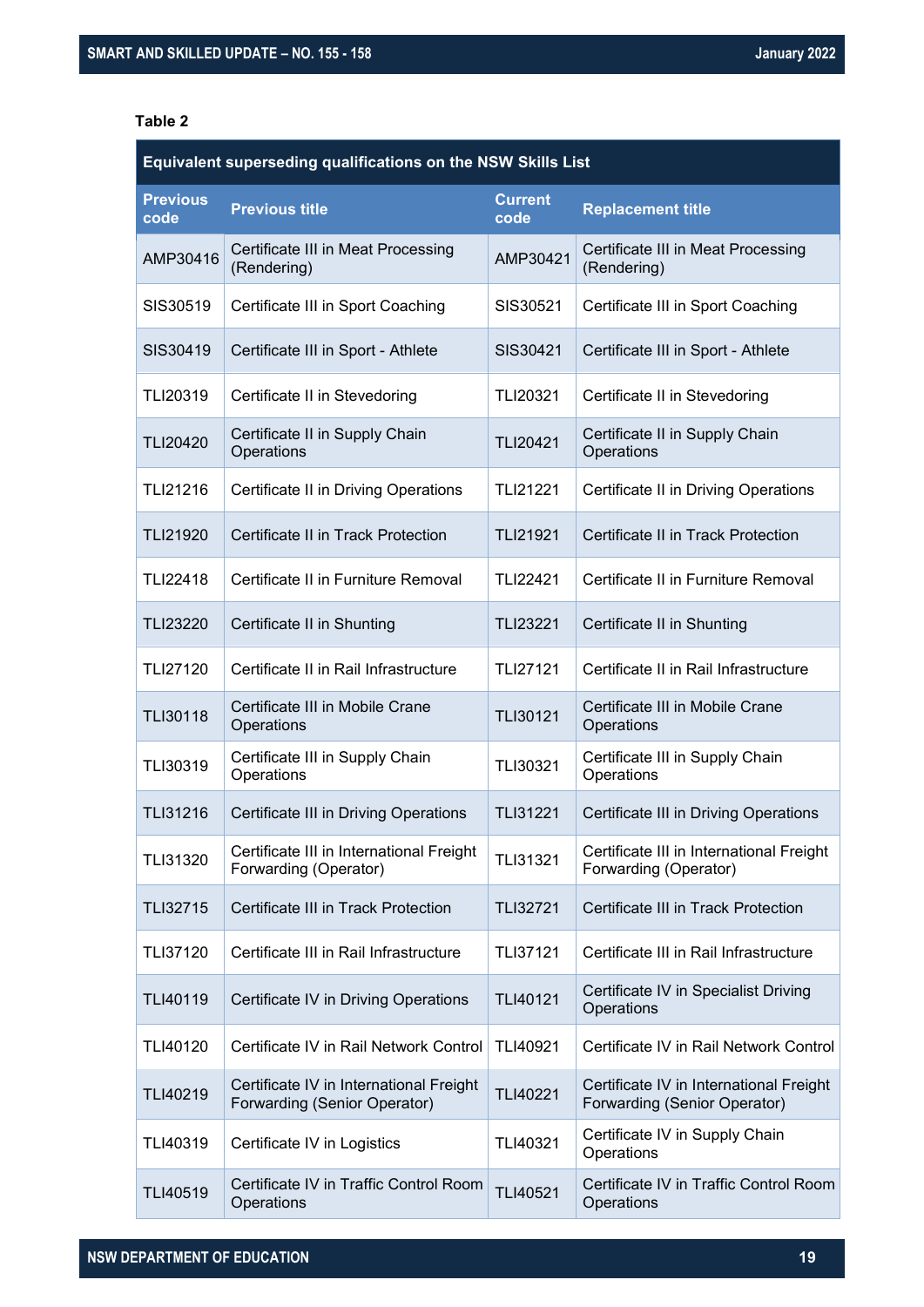**Table 2**

| Equivalent superseding qualifications on the NSW Skills List | | | |
|---|---|---|---|
| **Previous code** | **Previous title** | **Current code** | **Replacement title** |
| AMP30416 | Certificate III in Meat Processing (Rendering) | AMP30421 | Certificate III in Meat Processing (Rendering) |
| SIS30519 | Certificate III in Sport Coaching | SIS30521 | Certificate III in Sport Coaching |
| SIS30419 | Certificate III in Sport - Athlete | SIS30421 | Certificate III in Sport - Athlete |
| TLI20319 | Certificate II in Stevedoring | TLI20321 | Certificate II in Stevedoring |
| TLI20420 | Certificate II in Supply Chain Operations | TLI20421 | Certificate II in Supply Chain Operations |
| TLI21216 | Certificate II in Driving Operations | TLI21221 | Certificate II in Driving Operations |
| TLI21920 | Certificate II in Track Protection | TLI21921 | Certificate II in Track Protection |
| TLI22418 | Certificate II in Furniture Removal | TLI22421 | Certificate II in Furniture Removal |
| TLI23220 | Certificate II in Shunting | TLI23221 | Certificate II in Shunting |
| TLI27120 | Certificate II in Rail Infrastructure | TLI27121 | Certificate II in Rail Infrastructure |
| TLI30118 | Certificate III in Mobile Crane Operations | TLI30121 | Certificate III in Mobile Crane Operations |
| TLI30319 | Certificate III in Supply Chain Operations | TLI30321 | Certificate III in Supply Chain Operations |
| TLI31216 | Certificate III in Driving Operations | TLI31221 | Certificate III in Driving Operations |
| TLI31320 | Certificate III in International Freight Forwarding (Operator) | TLI31321 | Certificate III in International Freight Forwarding (Operator) |
| TLI32715 | Certificate III in Track Protection | TLI32721 | Certificate III in Track Protection |
| TLI37120 | Certificate III in Rail Infrastructure | TLI37121 | Certificate III in Rail Infrastructure |
| TLI40119 | Certificate IV in Driving Operations | TLI40121 | Certificate IV in Specialist Driving Operations |
| TLI40120 | Certificate IV in Rail Network Control | TLI40921 | Certificate IV in Rail Network Control |
| TLI40219 | Certificate IV in International Freight Forwarding (Senior Operator) | TLI40221 | Certificate IV in International Freight Forwarding (Senior Operator) |
| TLI40319 | Certificate IV in Logistics | TLI40321 | Certificate IV in Supply Chain Operations |
| TLI40519 | Certificate IV in Traffic Control Room Operations | TLI40521 | Certificate IV in Traffic Control Room Operations |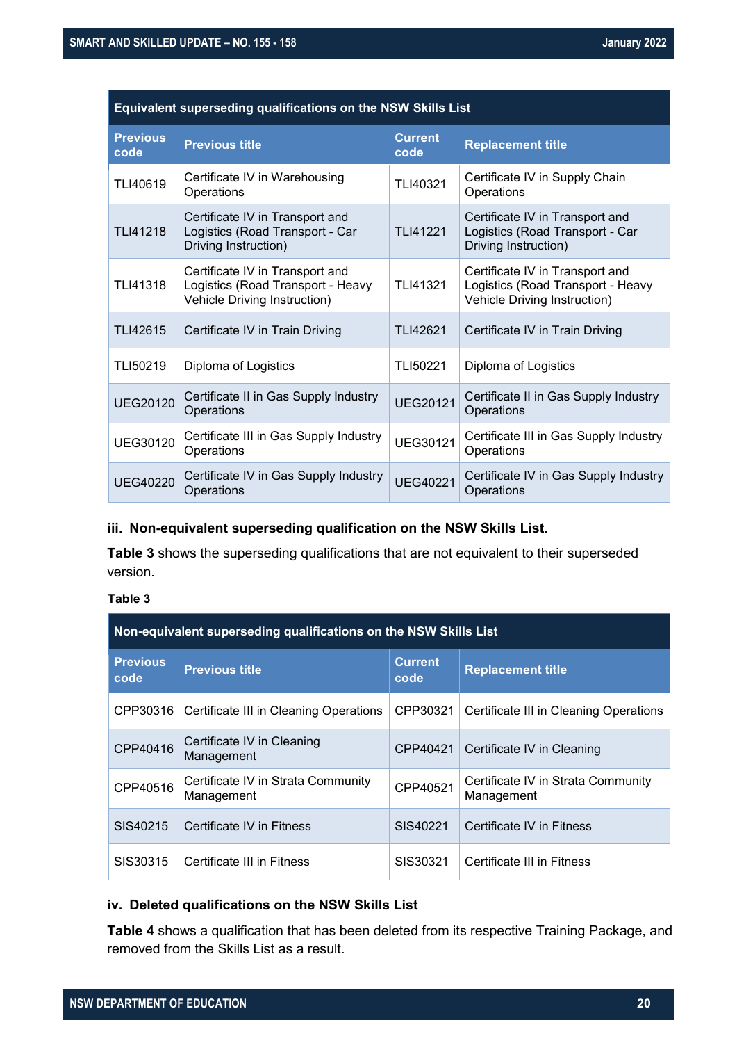| Equivalent superseding qualifications on the NSW Skills List | | | |
|---|---|---|---|
| **Previous code** | **Previous title** | **Current code** | **Replacement title** |
| TLI40619 | Certificate IV in Warehousing Operations | TLI40321 | Certificate IV in Supply Chain Operations |
| TLI41218 | Certificate IV in Transport and Logistics (Road Transport - Car Driving Instruction) | TLI41221 | Certificate IV in Transport and Logistics (Road Transport - Car Driving Instruction) |
| TLI41318 | Certificate IV in Transport and Logistics (Road Transport - Heavy Vehicle Driving Instruction) | TLI41321 | Certificate IV in Transport and Logistics (Road Transport - Heavy Vehicle Driving Instruction) |
| TLI42615 | Certificate IV in Train Driving | TLI42621 | Certificate IV in Train Driving |
| TLI50219 | Diploma of Logistics | TLI50221 | Diploma of Logistics |
| UEG20120 | Certificate II in Gas Supply Industry Operations | UEG20121 | Certificate II in Gas Supply Industry Operations |
| UEG30120 | Certificate III in Gas Supply Industry Operations | UEG30121 | Certificate III in Gas Supply Industry Operations |
| UEG40220 | Certificate IV in Gas Supply Industry Operations | UEG40221 | Certificate IV in Gas Supply Industry Operations |

### iii. Non-equivalent superseding qualification on the NSW Skills List.

**Table 3** shows the superseding qualifications that are not equivalent to their superseded version.

**Table 3**

| Non-equivalent superseding qualifications on the NSW Skills List | | | |
|---|---|---|---|
| **Previous code** | **Previous title** | **Current code** | **Replacement title** |
| CPP30316 | Certificate III in Cleaning Operations | CPP30321 | Certificate III in Cleaning Operations |
| CPP40416 | Certificate IV in Cleaning Management | CPP40421 | Certificate IV in Cleaning |
| CPP40516 | Certificate IV in Strata Community Management | CPP40521 | Certificate IV in Strata Community Management |
| SIS40215 | Certificate IV in Fitness | SIS40221 | Certificate IV in Fitness |
| SIS30315 | Certificate III in Fitness | SIS30321 | Certificate III in Fitness |

### iv. Deleted qualifications on the NSW Skills List

**Table 4** shows a qualification that has been deleted from its respective Training Package, and removed from the Skills List as a result.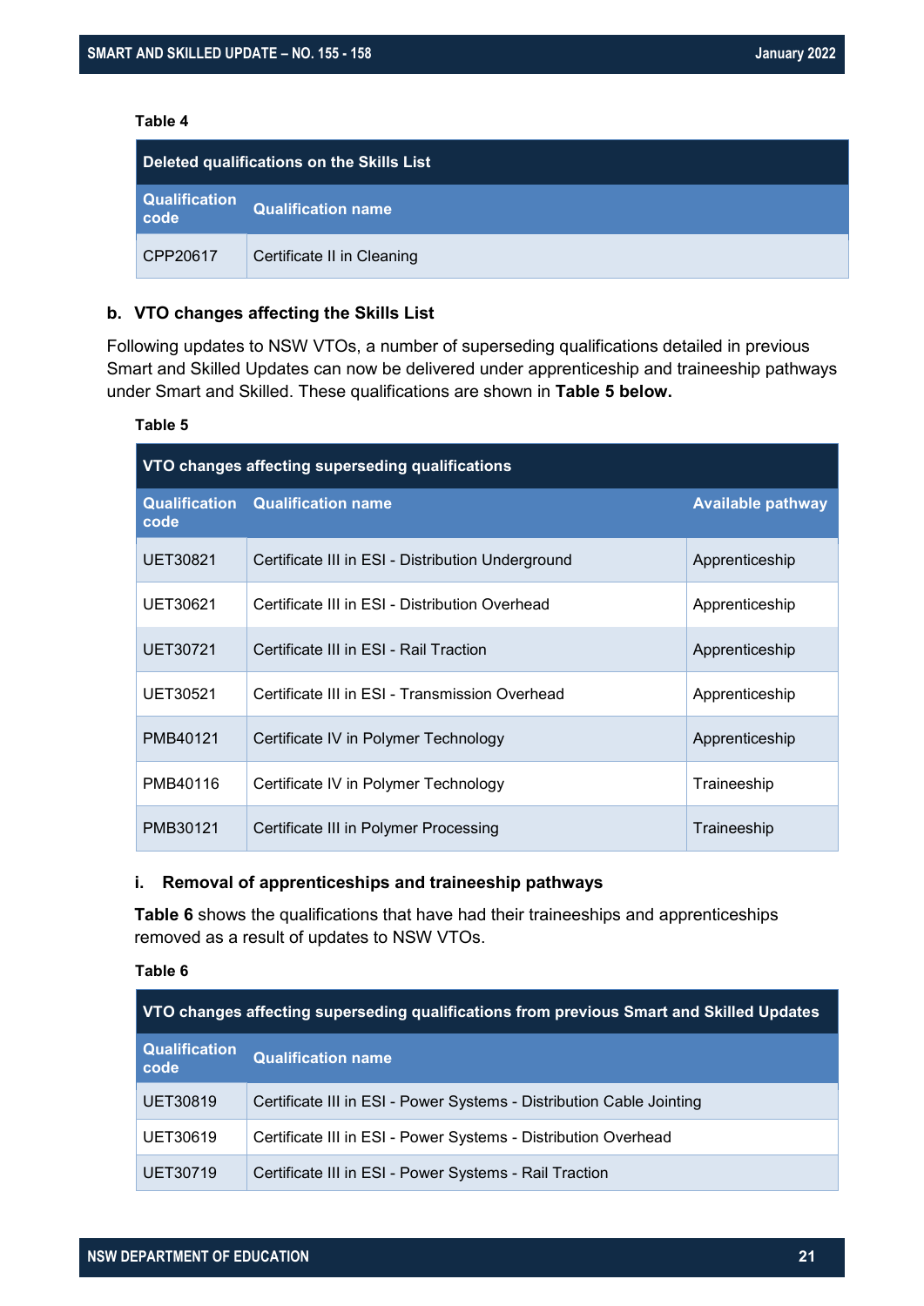**Table 4**

| Deleted qualifications on the Skills List | |
|---|---|
| **Qualification code** | **Qualification name** |
| CPP20617 | Certificate II in Cleaning |

### b. VTO changes affecting the Skills List

Following updates to NSW VTOs, a number of superseding qualifications detailed in previous Smart and Skilled Updates can now be delivered under apprenticeship and traineeship pathways under Smart and Skilled. These qualifications are shown in **Table 5 below.**

**Table 5**

| VTO changes affecting superseding qualifications | | |
|---|---|---|
| **Qualification code** | **Qualification name** | **Available pathway** |
| UET30821 | Certificate III in ESI - Distribution Underground | Apprenticeship |
| UET30621 | Certificate III in ESI - Distribution Overhead | Apprenticeship |
| UET30721 | Certificate III in ESI - Rail Traction | Apprenticeship |
| UET30521 | Certificate III in ESI - Transmission Overhead | Apprenticeship |
| PMB40121 | Certificate IV in Polymer Technology | Apprenticeship |
| PMB40116 | Certificate IV in Polymer Technology | Traineeship |
| PMB30121 | Certificate III in Polymer Processing | Traineeship |

#### i. Removal of apprenticeships and traineeship pathways

**Table 6** shows the qualifications that have had their traineeships and apprenticeships removed as a result of updates to NSW VTOs.

**Table 6**

| VTO changes affecting superseding qualifications from previous Smart and Skilled Updates | |
|---|---|
| **Qualification code** | **Qualification name** |
| UET30819 | Certificate III in ESI - Power Systems - Distribution Cable Jointing |
| UET30619 | Certificate III in ESI - Power Systems - Distribution Overhead |
| UET30719 | Certificate III in ESI - Power Systems - Rail Traction |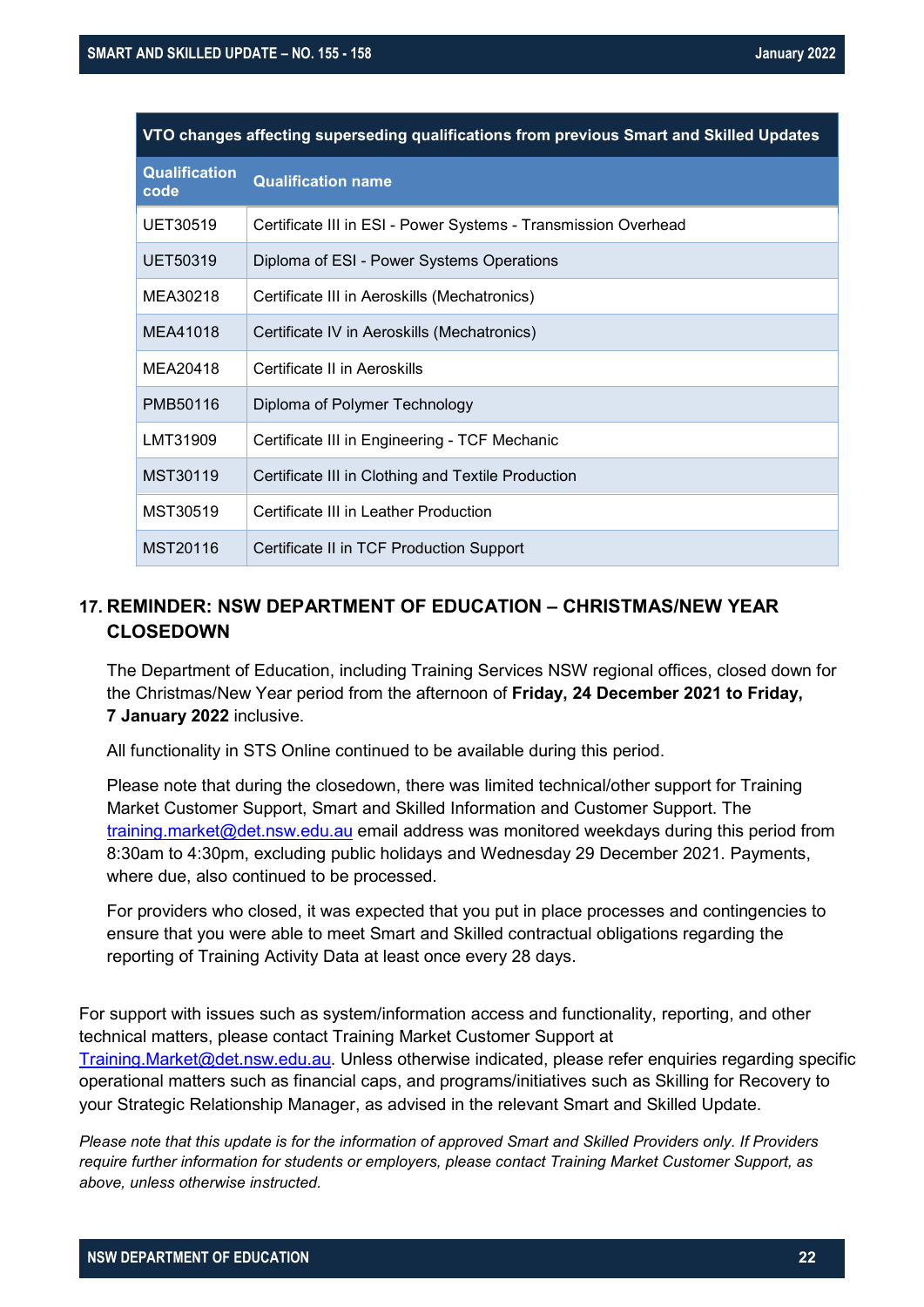| VTO changes affecting superseding qualifications from previous Smart and Skilled Updates | |
|---|---|
| **Qualification code** | **Qualification name** |
| UET30519 | Certificate III in ESI - Power Systems - Transmission Overhead |
| UET50319 | Diploma of ESI - Power Systems Operations |
| MEA30218 | Certificate III in Aeroskills (Mechatronics) |
| MEA41018 | Certificate IV in Aeroskills (Mechatronics) |
| MEA20418 | Certificate II in Aeroskills |
| PMB50116 | Diploma of Polymer Technology |
| LMT31909 | Certificate III in Engineering - TCF Mechanic |
| MST30119 | Certificate III in Clothing and Textile Production |
| MST30519 | Certificate III in Leather Production |
| MST20116 | Certificate II in TCF Production Support |

## 17. REMINDER: NSW DEPARTMENT OF EDUCATION – CHRISTMAS/NEW YEAR CLOSEDOWN

The Department of Education, including Training Services NSW regional offices, closed down for the Christmas/New Year period from the afternoon of **Friday, 24 December 2021 to Friday, 7 January 2022** inclusive.

All functionality in STS Online continued to be available during this period.

Please note that during the closedown, there was limited technical/other support for Training Market Customer Support, Smart and Skilled Information and Customer Support. The training.market@det.nsw.edu.au email address was monitored weekdays during this period from 8:30am to 4:30pm, excluding public holidays and Wednesday 29 December 2021. Payments, where due, also continued to be processed.

For providers who closed, it was expected that you put in place processes and contingencies to ensure that you were able to meet Smart and Skilled contractual obligations regarding the reporting of Training Activity Data at least once every 28 days.

For support with issues such as system/information access and functionality, reporting, and other technical matters, please contact Training Market Customer Support at Training.Market@det.nsw.edu.au. Unless otherwise indicated, please refer enquiries regarding specific operational matters such as financial caps, and programs/initiatives such as Skilling for Recovery to your Strategic Relationship Manager, as advised in the relevant Smart and Skilled Update.

*Please note that this update is for the information of approved Smart and Skilled Providers only. If Providers require further information for students or employers, please contact Training Market Customer Support, as above, unless otherwise instructed.*